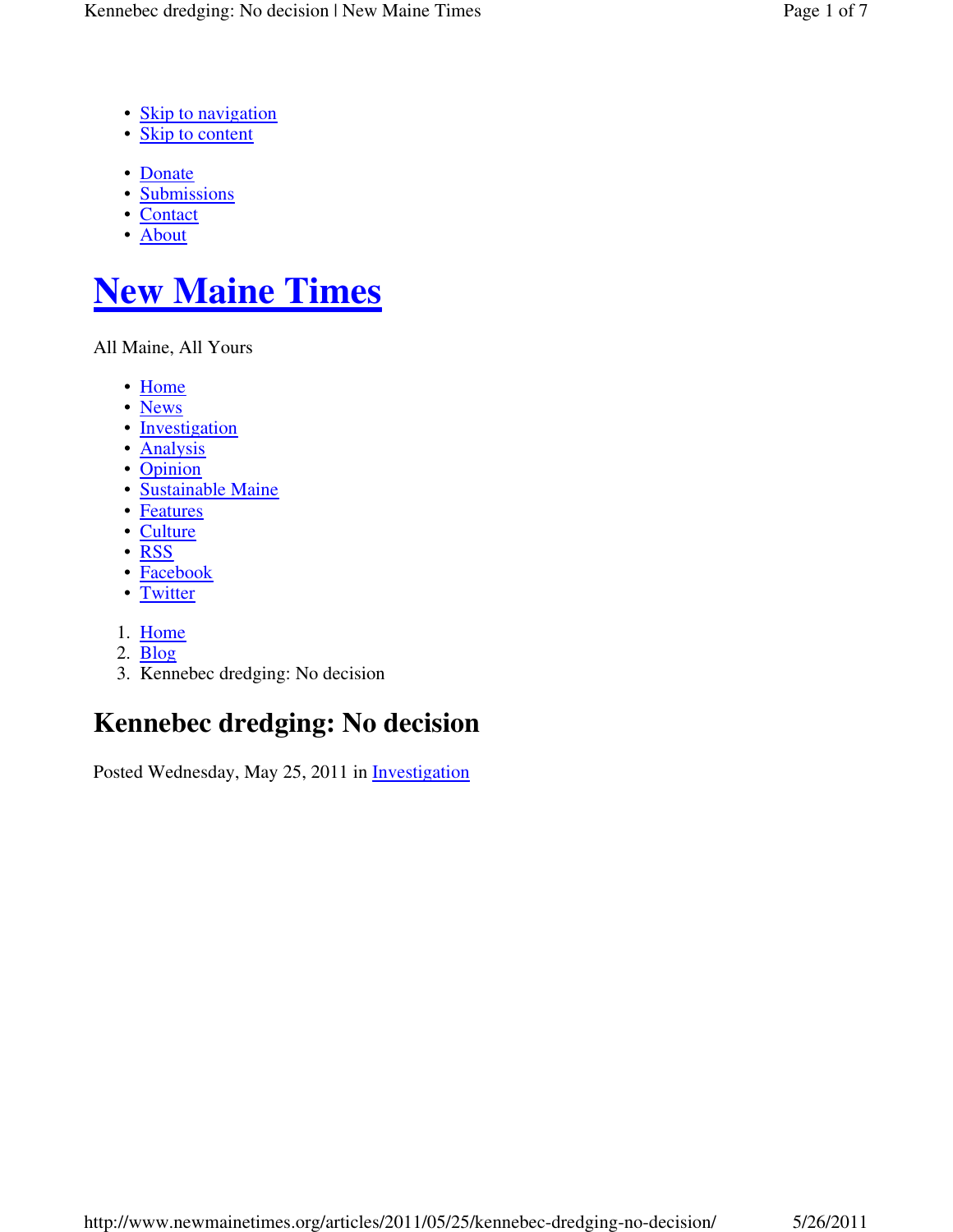- Skip to navigation
- Skip to content

- Donate
- Submissions
- Contact
- About

# New Maine Times

All Maine, All Yours

- Home
- News
- Investigation
- Analysis
- Opinion
- Sustainable Maine
- Features
- Culture
- RSS
- Facebook
- Twitter

1. Home
2. Blog
3. Kennebec dredging: No decision

## Kennebec dredging: No decision

Posted Wednesday, May 25, 2011 in Investigation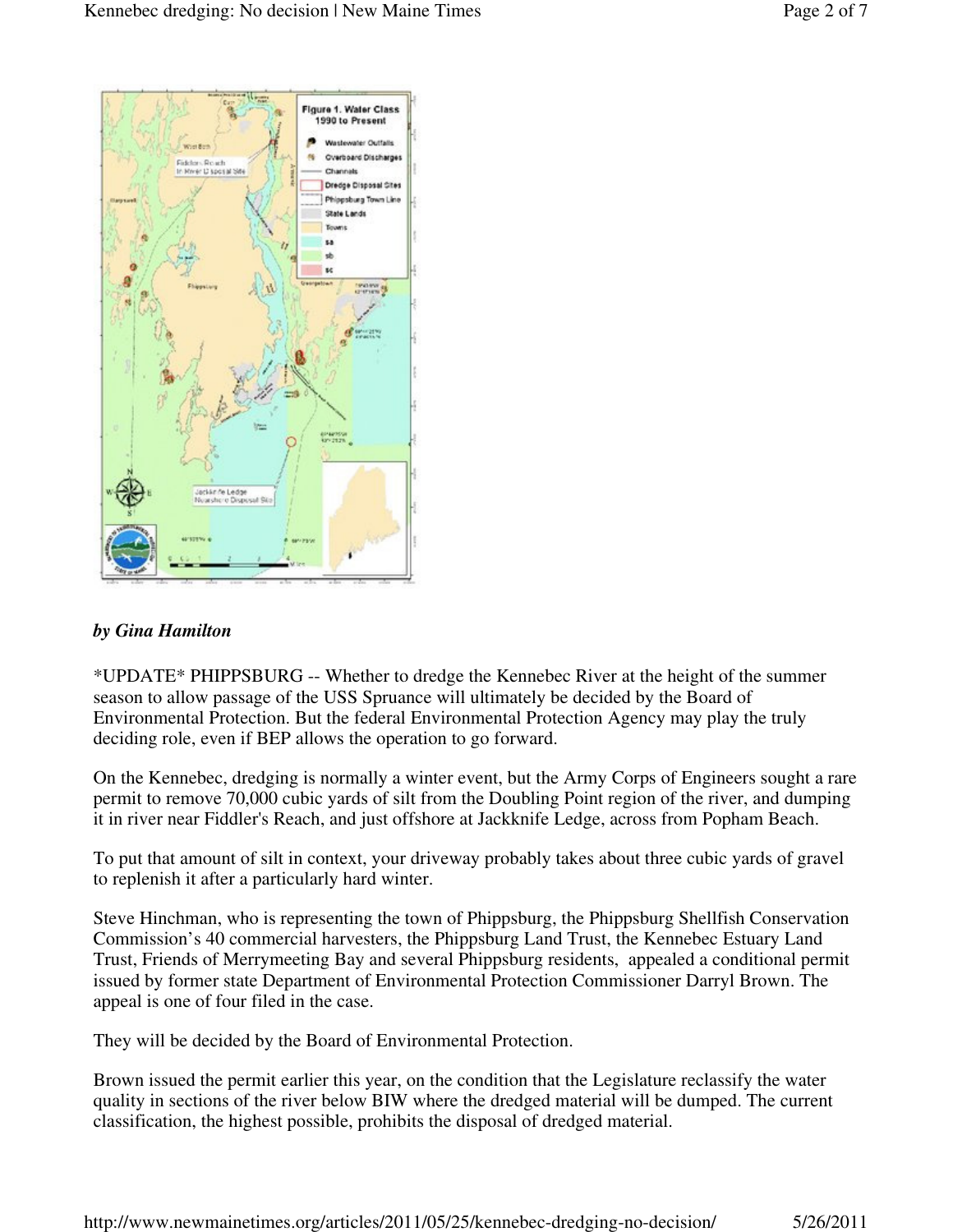*by Gina Hamilton*

*UPDATE* PHIPPSBURG -- Whether to dredge the Kennebec River at the height of the summer season to allow passage of the USS Spruance will ultimately be decided by the Board of Environmental Protection. But the federal Environmental Protection Agency may play the truly deciding role, even if BEP allows the operation to go forward.

On the Kennebec, dredging is normally a winter event, but the Army Corps of Engineers sought a rare permit to remove 70,000 cubic yards of silt from the Doubling Point region of the river, and dumping it in river near Fiddler's Reach, and just offshore at Jackknife Ledge, across from Popham Beach.

To put that amount of silt in context, your driveway probably takes about three cubic yards of gravel to replenish it after a particularly hard winter.

Steve Hinchman, who is representing the town of Phippsburg, the Phippsburg Shellfish Conservation Commission's 40 commercial harvesters, the Phippsburg Land Trust, the Kennebec Estuary Land Trust, Friends of Merrymeeting Bay and several Phippsburg residents, appealed a conditional permit issued by former state Department of Environmental Protection Commissioner Darryl Brown. The appeal is one of four filed in the case.

They will be decided by the Board of Environmental Protection.

Brown issued the permit earlier this year, on the condition that the Legislature reclassify the water quality in sections of the river below BIW where the dredged material will be dumped. The current classification, the highest possible, prohibits the disposal of dredged material.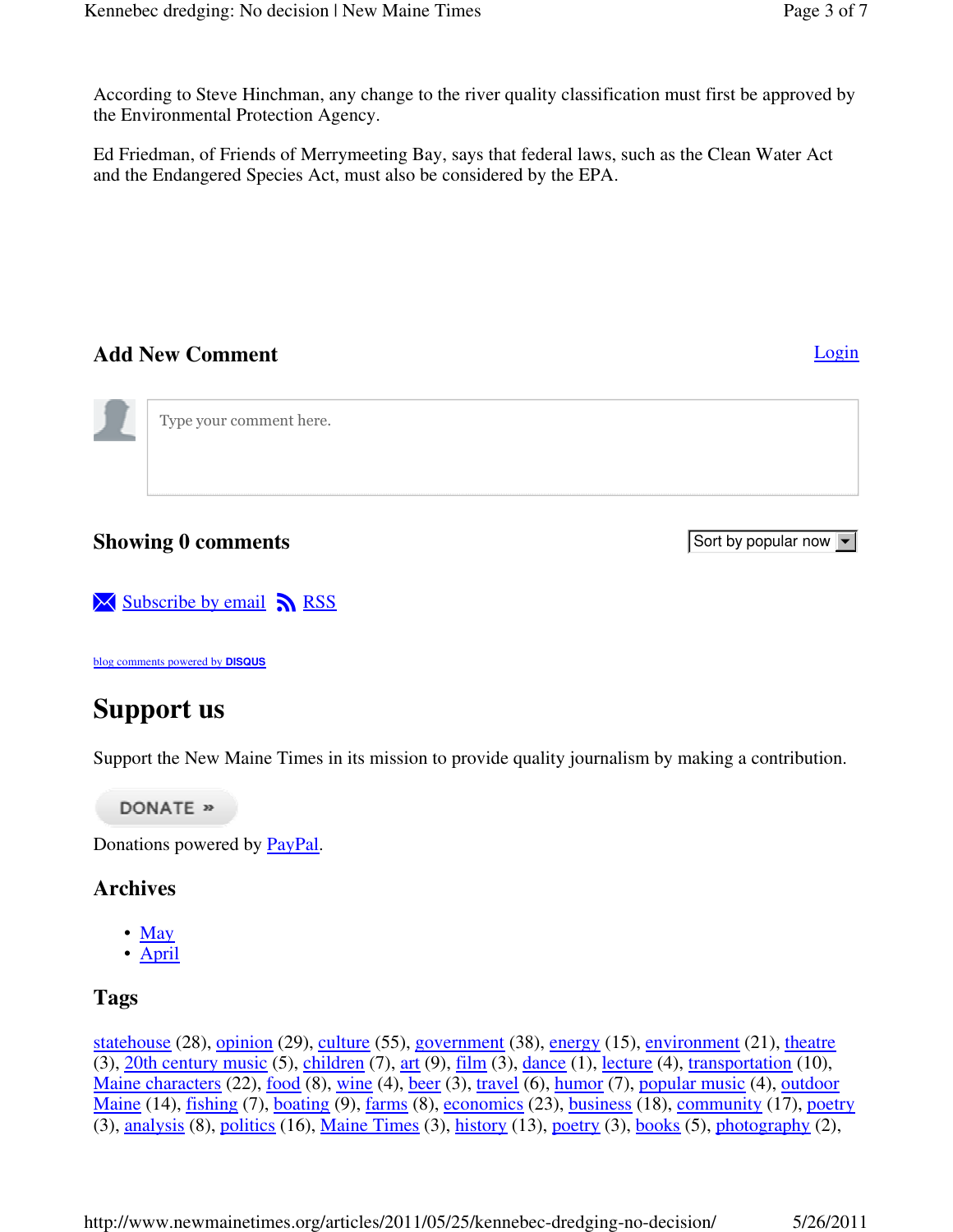According to Steve Hinchman, any change to the river quality classification must first be approved by the Environmental Protection Agency.

Ed Friedman, of Friends of Merrymeeting Bay, says that federal laws, such as the Clean Water Act and the Endangered Species Act, must also be considered by the EPA.

### Add New Comment

Login

Type your comment here.

### Showing 0 comments

Sort by popular now

Subscribe by email RSS

blog comments powered by DISQUS

## Support us

Support the New Maine Times in its mission to provide quality journalism by making a contribution.

DONATE »

Donations powered by PayPal.

### Archives

- May
- April

### Tags

statehouse (28), opinion (29), culture (55), government (38), energy (15), environment (21), theatre (3), 20th century music (5), children (7), art (9), film (3), dance (1), lecture (4), transportation (10), Maine characters (22), food (8), wine (4), beer (3), travel (6), humor (7), popular music (4), outdoor Maine (14), fishing (7), boating (9), farms (8), economics (23), business (18), community (17), poetry (3), analysis (8), politics (16), Maine Times (3), history (13), poetry (3), books (5), photography (2),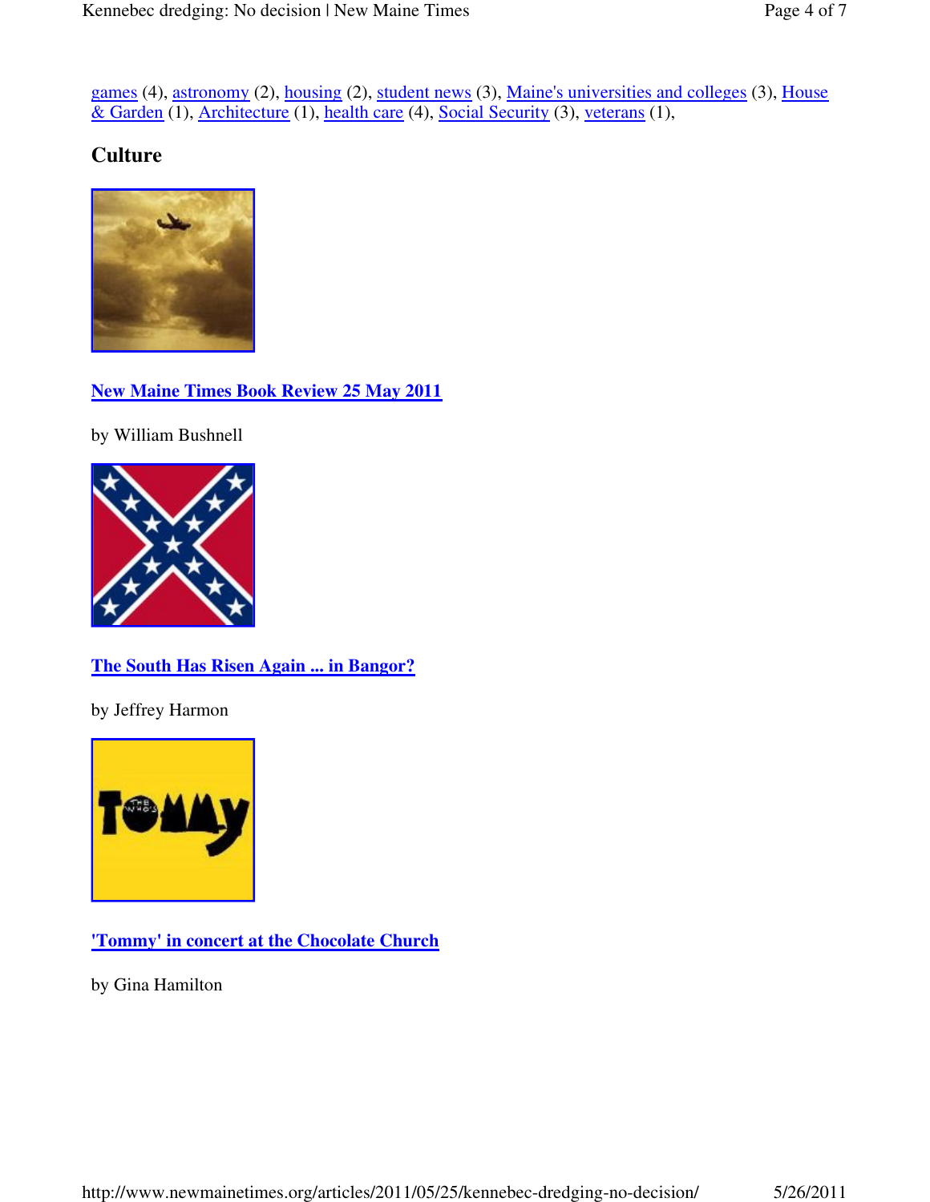games (4), astronomy (2), housing (2), student news (3), Maine's universities and colleges (3), House & Garden (1), Architecture (1), health care (4), Social Security (3), veterans (1),

## Culture

**New Maine Times Book Review 25 May 2011**

by William Bushnell

**The South Has Risen Again ... in Bangor?**

by Jeffrey Harmon

**'Tommy' in concert at the Chocolate Church**

by Gina Hamilton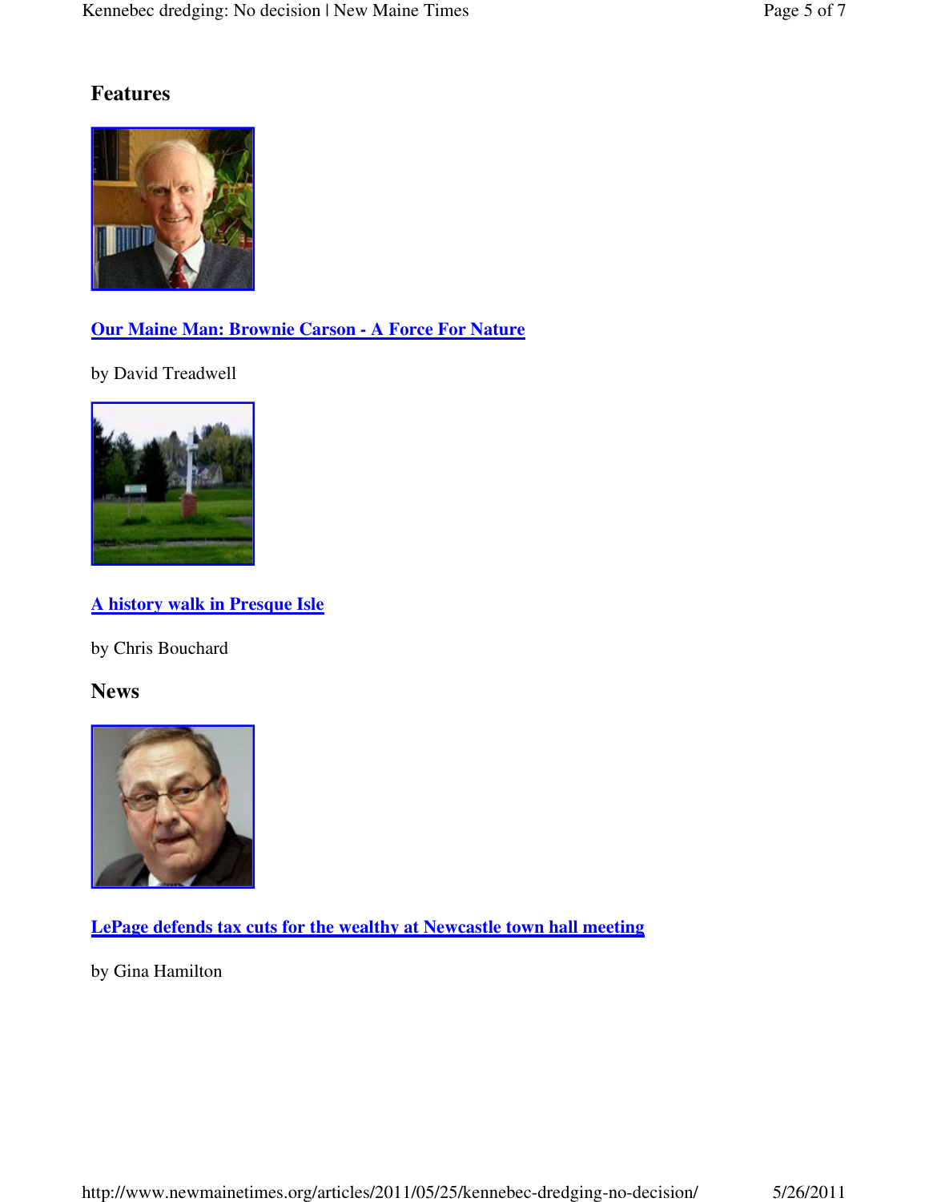## Features

**Our Maine Man: Brownie Carson - A Force For Nature**

by David Treadwell

**A history walk in Presque Isle**

by Chris Bouchard

## News

**LePage defends tax cuts for the wealthy at Newcastle town hall meeting**

by Gina Hamilton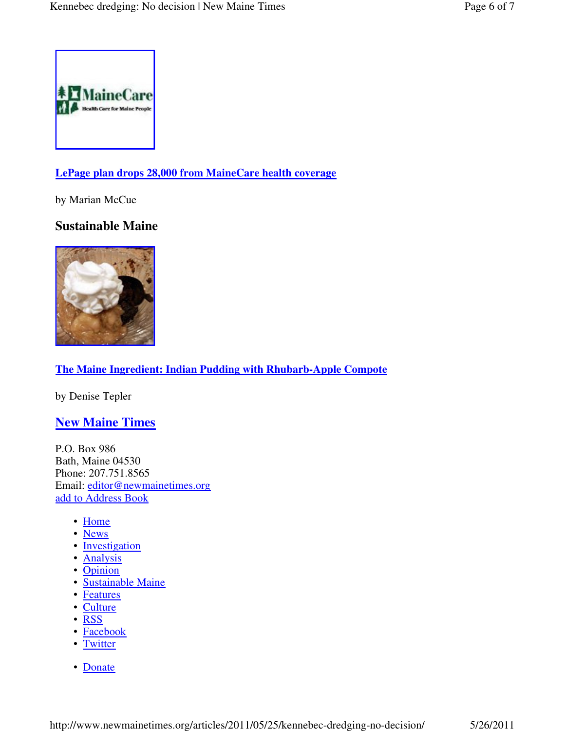**LePage plan drops 28,000 from MaineCare health coverage**

by Marian McCue

### Sustainable Maine

**The Maine Ingredient: Indian Pudding with Rhubarb-Apple Compote**

by Denise Tepler

## New Maine Times

P.O. Box 986
Bath, Maine 04530
Phone: 207.751.8565
Email: editor@newmainetimes.org
add to Address Book

- Home
- News
- Investigation
- Analysis
- Opinion
- Sustainable Maine
- Features
- Culture
- RSS
- Facebook
- Twitter

- Donate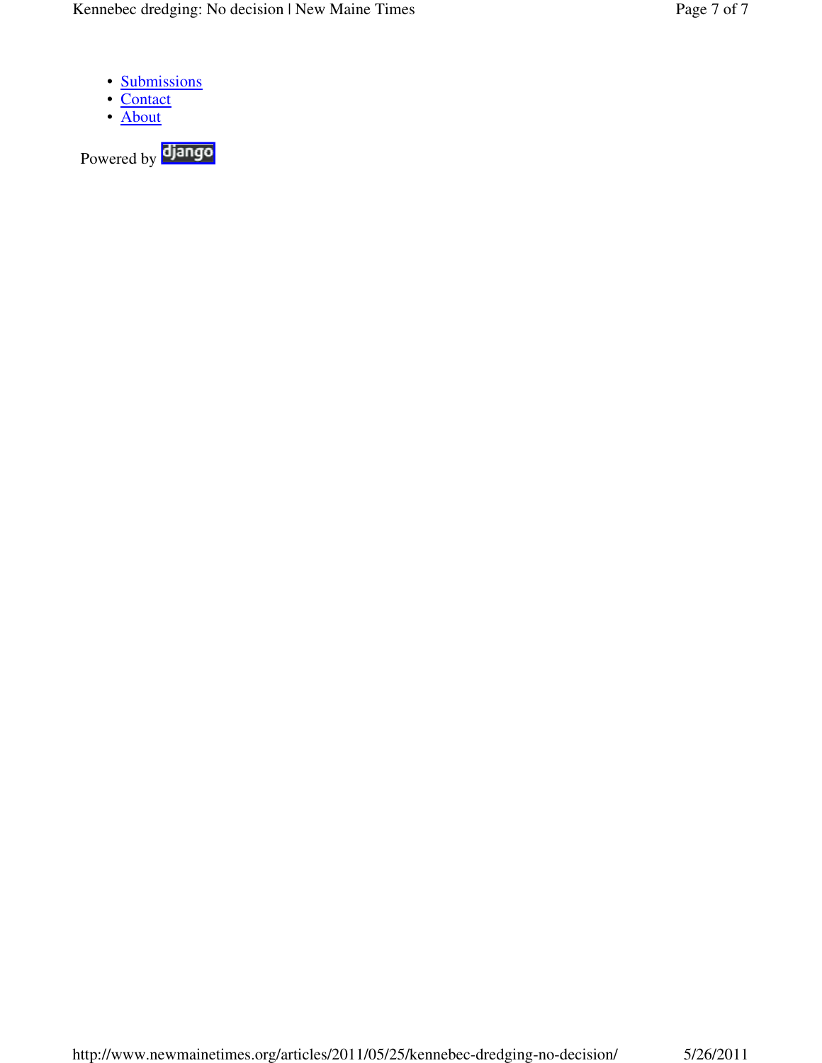- Submissions
- Contact
- About

Powered by django